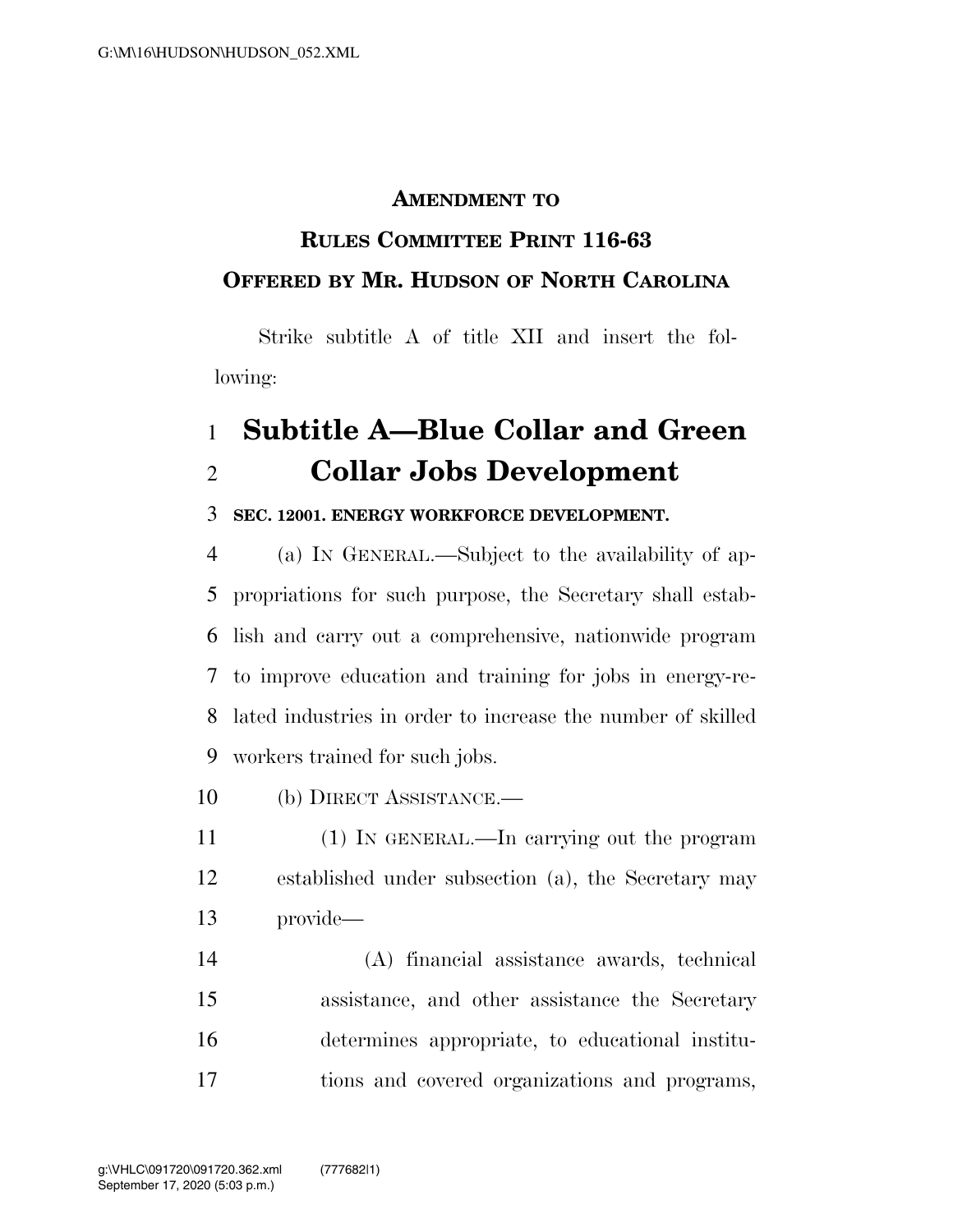**AMENDMENT TO**

**RULES COMMITTEE PRINT 116-63**

**OFFERED BY MR. HUDSON OF NORTH CAROLINA**

Strike subtitle A of title XII and insert the following:

# Subtitle A—Blue Collar and Green Collar Jobs Development

**SEC. 12001. ENERGY WORKFORCE DEVELOPMENT.**

(a) IN GENERAL.—Subject to the availability of appropriations for such purpose, the Secretary shall establish and carry out a comprehensive, nationwide program to improve education and training for jobs in energy-related industries in order to increase the number of skilled workers trained for such jobs.

(b) DIRECT ASSISTANCE.—

(1) IN GENERAL.—In carrying out the program established under subsection (a), the Secretary may provide—

(A) financial assistance awards, technical assistance, and other assistance the Secretary determines appropriate, to educational institutions and covered organizations and programs,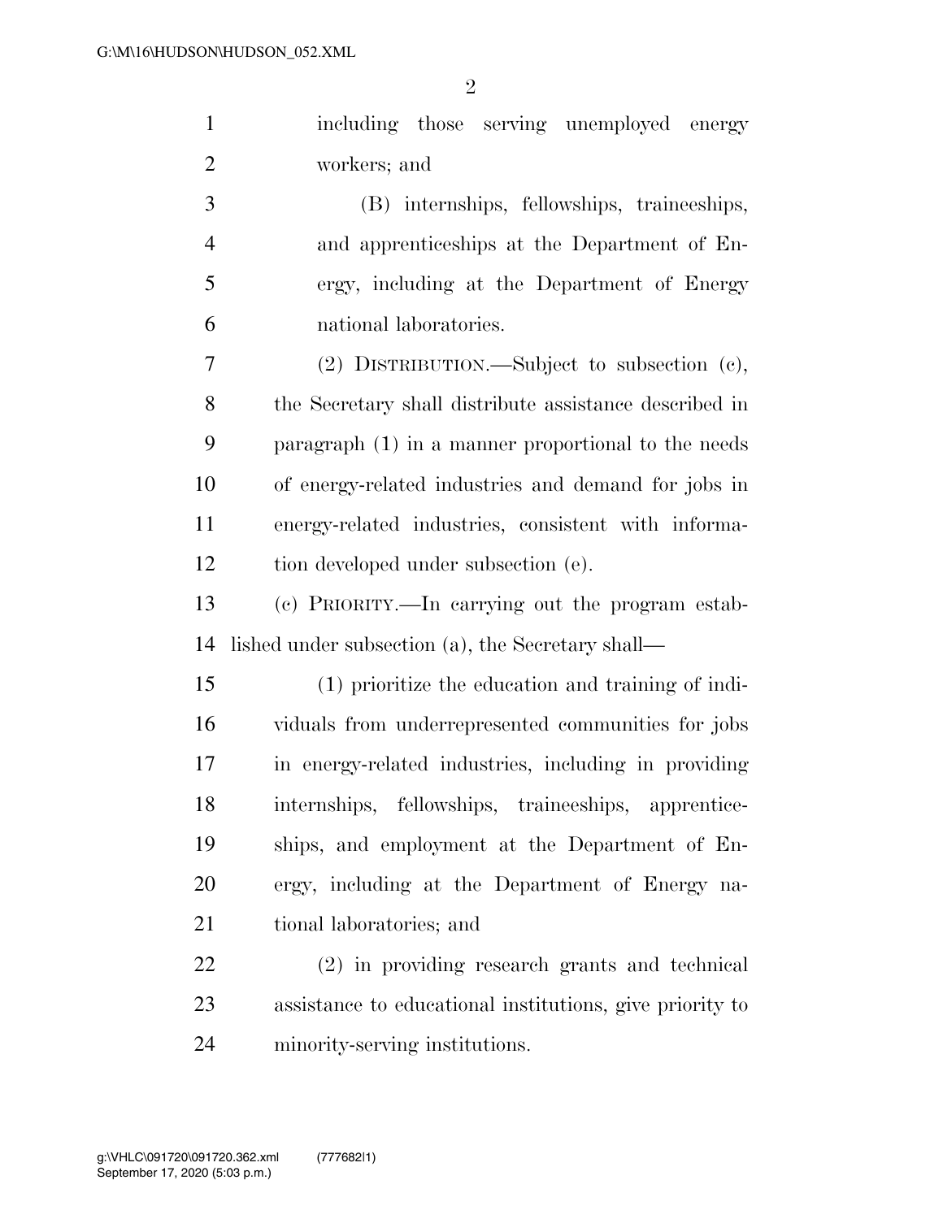including those serving unemployed energy workers; and

(B) internships, fellowships, traineeships, and apprenticeships at the Department of Energy, including at the Department of Energy national laboratories.

(2) DISTRIBUTION.—Subject to subsection (c), the Secretary shall distribute assistance described in paragraph (1) in a manner proportional to the needs of energy-related industries and demand for jobs in energy-related industries, consistent with information developed under subsection (e).

(c) PRIORITY.—In carrying out the program established under subsection (a), the Secretary shall—

(1) prioritize the education and training of individuals from underrepresented communities for jobs in energy-related industries, including in providing internships, fellowships, traineeships, apprenticeships, and employment at the Department of Energy, including at the Department of Energy national laboratories; and

(2) in providing research grants and technical assistance to educational institutions, give priority to minority-serving institutions.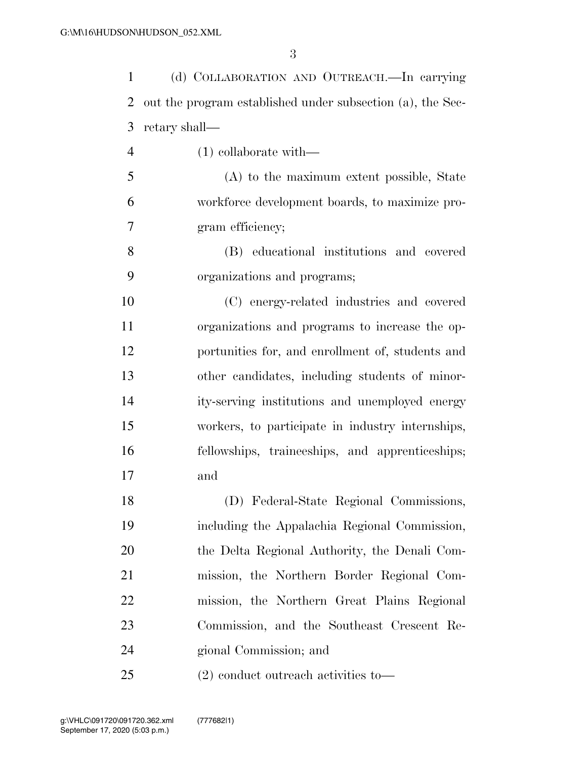(d) COLLABORATION AND OUTREACH.—In carrying out the program established under subsection (a), the Secretary shall—

(1) collaborate with—

(A) to the maximum extent possible, State workforce development boards, to maximize program efficiency;

(B) educational institutions and covered organizations and programs;

(C) energy-related industries and covered organizations and programs to increase the opportunities for, and enrollment of, students and other candidates, including students of minority-serving institutions and unemployed energy workers, to participate in industry internships, fellowships, traineeships, and apprenticeships; and

(D) Federal-State Regional Commissions, including the Appalachia Regional Commission, the Delta Regional Authority, the Denali Commission, the Northern Border Regional Commission, the Northern Great Plains Regional Commission, and the Southeast Crescent Regional Commission; and

(2) conduct outreach activities to—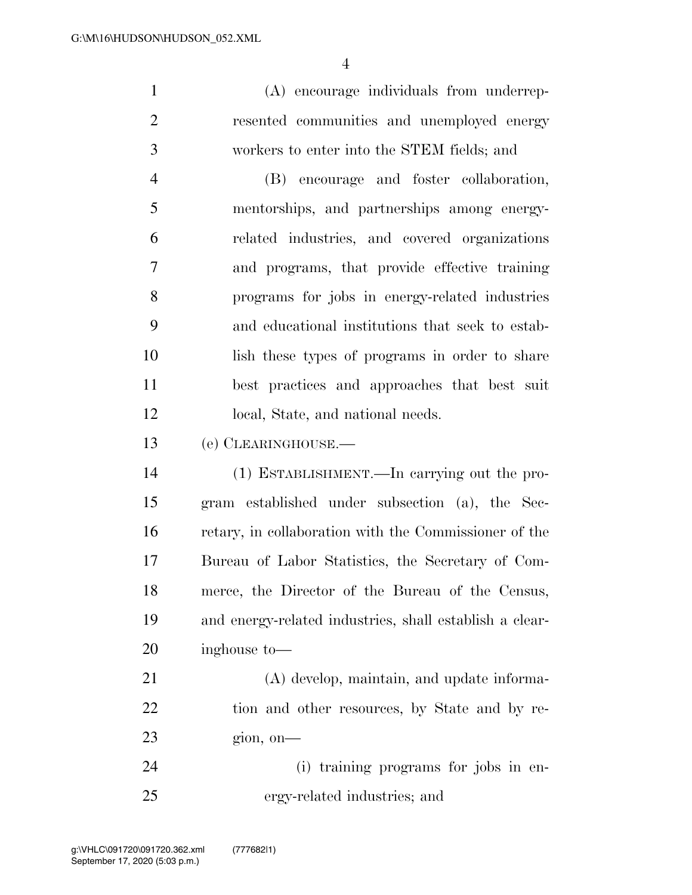(A) encourage individuals from underrepresented communities and unemployed energy workers to enter into the STEM fields; and

(B) encourage and foster collaboration, mentorships, and partnerships among energy-related industries, and covered organizations and programs, that provide effective training programs for jobs in energy-related industries and educational institutions that seek to establish these types of programs in order to share best practices and approaches that best suit local, State, and national needs.

(e) CLEARINGHOUSE.—

(1) ESTABLISHMENT.—In carrying out the program established under subsection (a), the Secretary, in collaboration with the Commissioner of the Bureau of Labor Statistics, the Secretary of Commerce, the Director of the Bureau of the Census, and energy-related industries, shall establish a clearinghouse to—

(A) develop, maintain, and update information and other resources, by State and by region, on—

(i) training programs for jobs in energy-related industries; and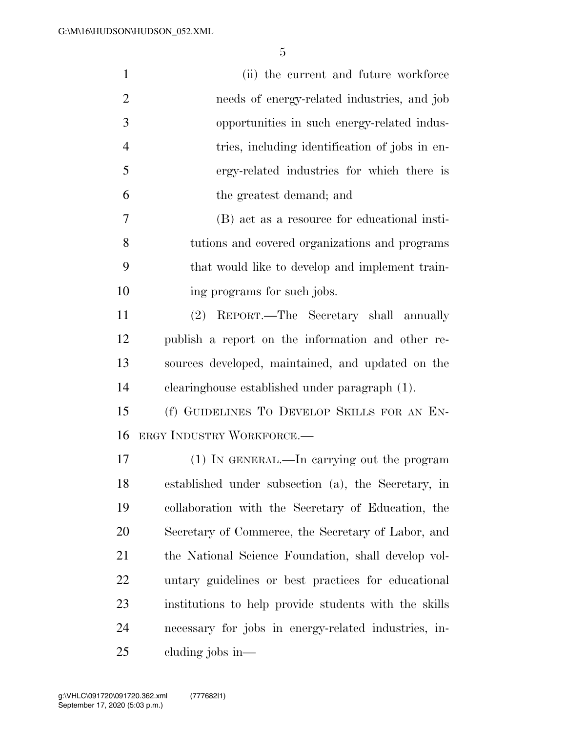(ii) the current and future workforce needs of energy-related industries, and job opportunities in such energy-related industries, including identification of jobs in energy-related industries for which there is the greatest demand; and

(B) act as a resource for educational institutions and covered organizations and programs that would like to develop and implement training programs for such jobs.

(2) REPORT.—The Secretary shall annually publish a report on the information and other resources developed, maintained, and updated on the clearinghouse established under paragraph (1).

(f) GUIDELINES TO DEVELOP SKILLS FOR AN ENERGY INDUSTRY WORKFORCE.—

(1) IN GENERAL.—In carrying out the program established under subsection (a), the Secretary, in collaboration with the Secretary of Education, the Secretary of Commerce, the Secretary of Labor, and the National Science Foundation, shall develop voluntary guidelines or best practices for educational institutions to help provide students with the skills necessary for jobs in energy-related industries, including jobs in—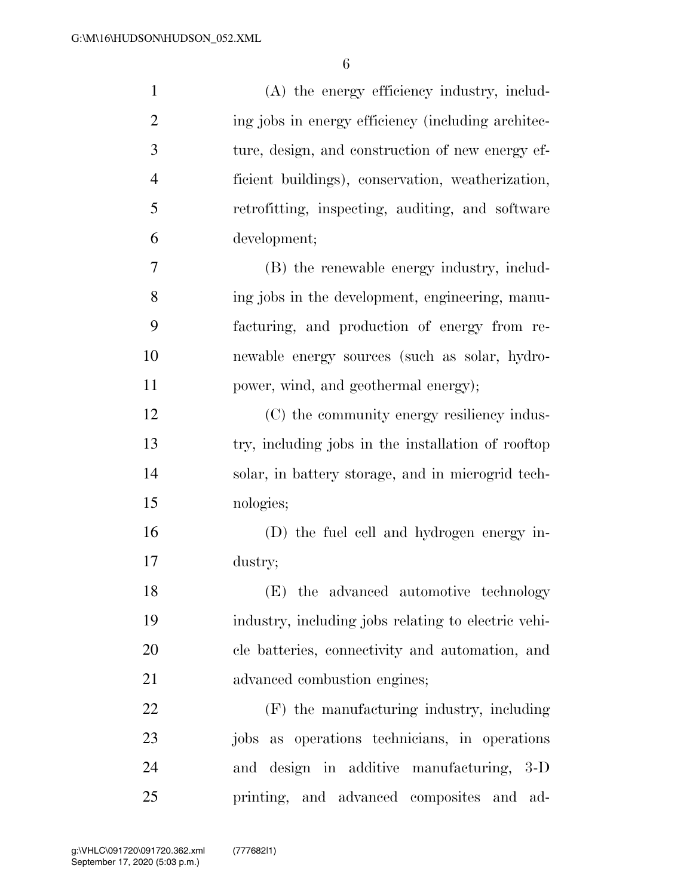(A) the energy efficiency industry, including jobs in energy efficiency (including architecture, design, and construction of new energy efficient buildings), conservation, weatherization, retrofitting, inspecting, auditing, and software development;

(B) the renewable energy industry, including jobs in the development, engineering, manufacturing, and production of energy from renewable energy sources (such as solar, hydropower, wind, and geothermal energy);

(C) the community energy resiliency industry, including jobs in the installation of rooftop solar, in battery storage, and in microgrid technologies;

(D) the fuel cell and hydrogen energy industry;

(E) the advanced automotive technology industry, including jobs relating to electric vehicle batteries, connectivity and automation, and advanced combustion engines;

(F) the manufacturing industry, including jobs as operations technicians, in operations and design in additive manufacturing, 3-D printing, and advanced composites and ad-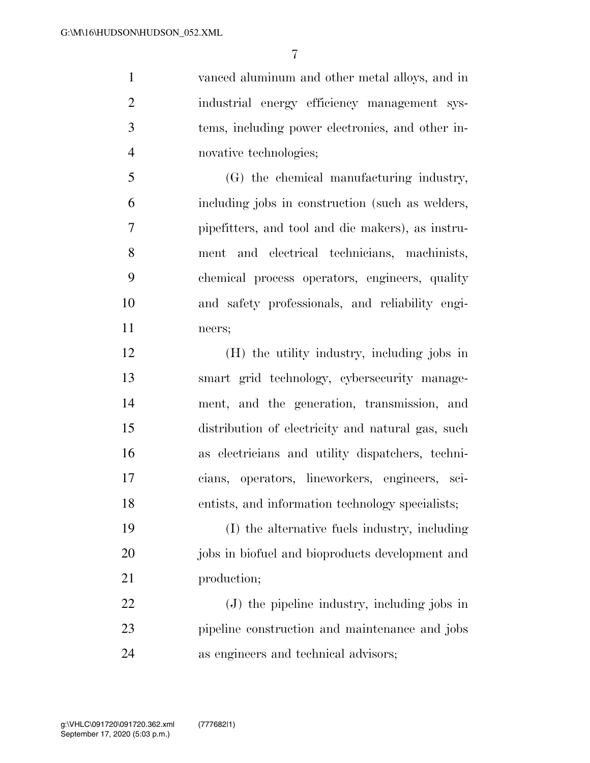vanced aluminum and other metal alloys, and in industrial energy efficiency management systems, including power electronics, and other innovative technologies;

(G) the chemical manufacturing industry, including jobs in construction (such as welders, pipefitters, and tool and die makers), as instrument and electrical technicians, machinists, chemical process operators, engineers, quality and safety professionals, and reliability engineers;

(H) the utility industry, including jobs in smart grid technology, cybersecurity management, and the generation, transmission, and distribution of electricity and natural gas, such as electricians and utility dispatchers, technicians, operators, lineworkers, engineers, scientists, and information technology specialists;

(I) the alternative fuels industry, including jobs in biofuel and bioproducts development and production;

(J) the pipeline industry, including jobs in pipeline construction and maintenance and jobs as engineers and technical advisors;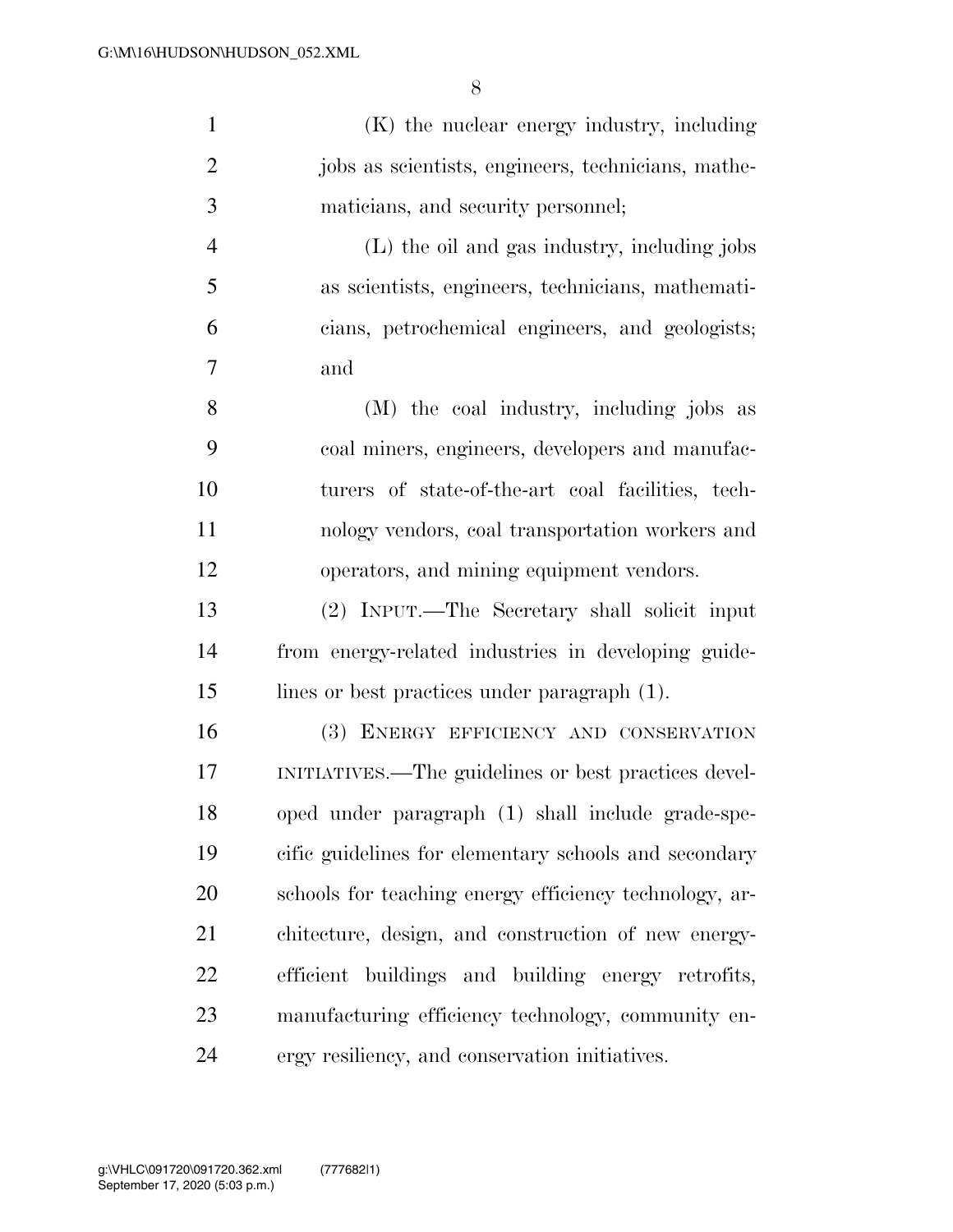(K) the nuclear energy industry, including jobs as scientists, engineers, technicians, mathematicians, and security personnel;

(L) the oil and gas industry, including jobs as scientists, engineers, technicians, mathematicians, petrochemical engineers, and geologists; and

(M) the coal industry, including jobs as coal miners, engineers, developers and manufacturers of state-of-the-art coal facilities, technology vendors, coal transportation workers and operators, and mining equipment vendors.

(2) INPUT.—The Secretary shall solicit input from energy-related industries in developing guidelines or best practices under paragraph (1).

(3) ENERGY EFFICIENCY AND CONSERVATION INITIATIVES.—The guidelines or best practices developed under paragraph (1) shall include grade-specific guidelines for elementary schools and secondary schools for teaching energy efficiency technology, architecture, design, and construction of new energy-efficient buildings and building energy retrofits, manufacturing efficiency technology, community energy resiliency, and conservation initiatives.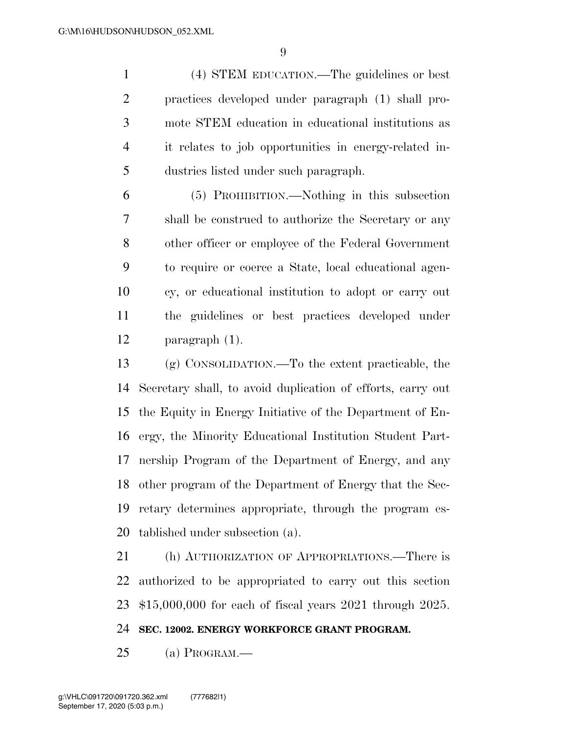(4) STEM EDUCATION.—The guidelines or best practices developed under paragraph (1) shall promote STEM education in educational institutions as it relates to job opportunities in energy-related industries listed under such paragraph.

(5) PROHIBITION.—Nothing in this subsection shall be construed to authorize the Secretary or any other officer or employee of the Federal Government to require or coerce a State, local educational agency, or educational institution to adopt or carry out the guidelines or best practices developed under paragraph (1).

(g) CONSOLIDATION.—To the extent practicable, the Secretary shall, to avoid duplication of efforts, carry out the Equity in Energy Initiative of the Department of Energy, the Minority Educational Institution Student Partnership Program of the Department of Energy, and any other program of the Department of Energy that the Secretary determines appropriate, through the program established under subsection (a).

(h) AUTHORIZATION OF APPROPRIATIONS.—There is authorized to be appropriated to carry out this section $15,000,000 for each of fiscal years 2021 through 2025.

**SEC. 12002. ENERGY WORKFORCE GRANT PROGRAM.**

(a) PROGRAM.—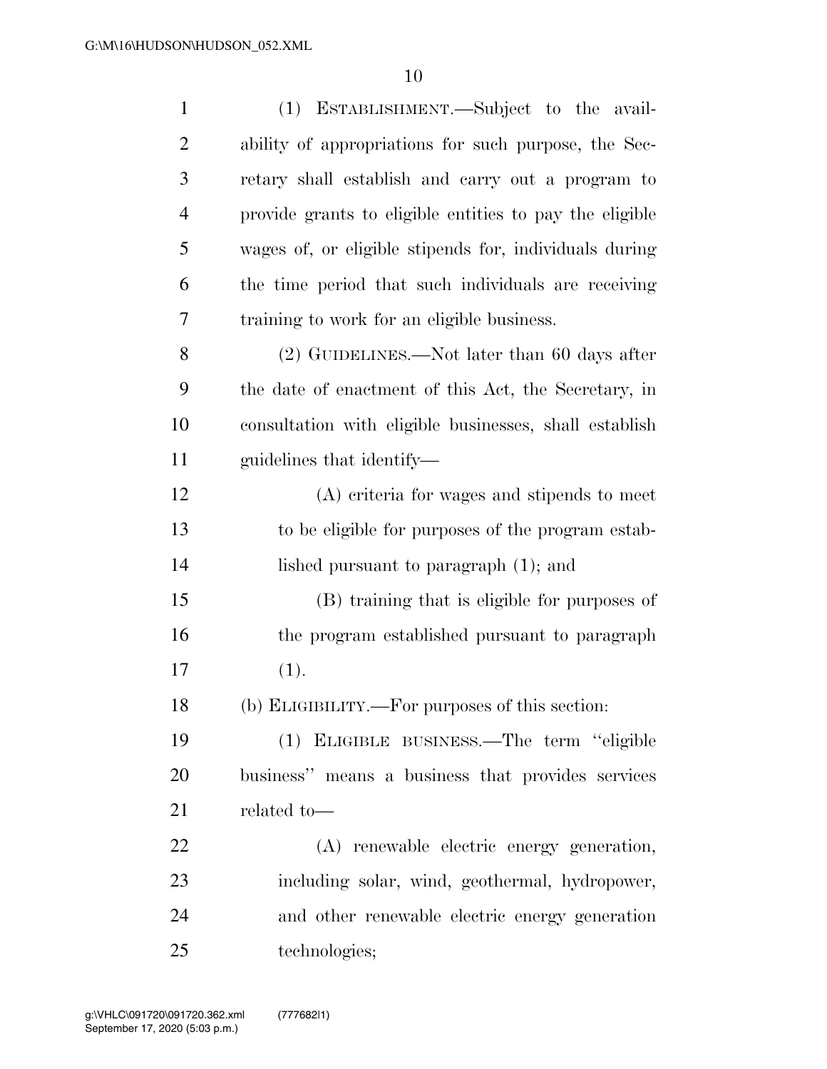(1) ESTABLISHMENT.—Subject to the availability of appropriations for such purpose, the Secretary shall establish and carry out a program to provide grants to eligible entities to pay the eligible wages of, or eligible stipends for, individuals during the time period that such individuals are receiving training to work for an eligible business.

(2) GUIDELINES.—Not later than 60 days after the date of enactment of this Act, the Secretary, in consultation with eligible businesses, shall establish guidelines that identify—

(A) criteria for wages and stipends to meet to be eligible for purposes of the program established pursuant to paragraph (1); and

(B) training that is eligible for purposes of the program established pursuant to paragraph (1).

(b) ELIGIBILITY.—For purposes of this section:

(1) ELIGIBLE BUSINESS.—The term "eligible business" means a business that provides services related to—

(A) renewable electric energy generation, including solar, wind, geothermal, hydropower, and other renewable electric energy generation technologies;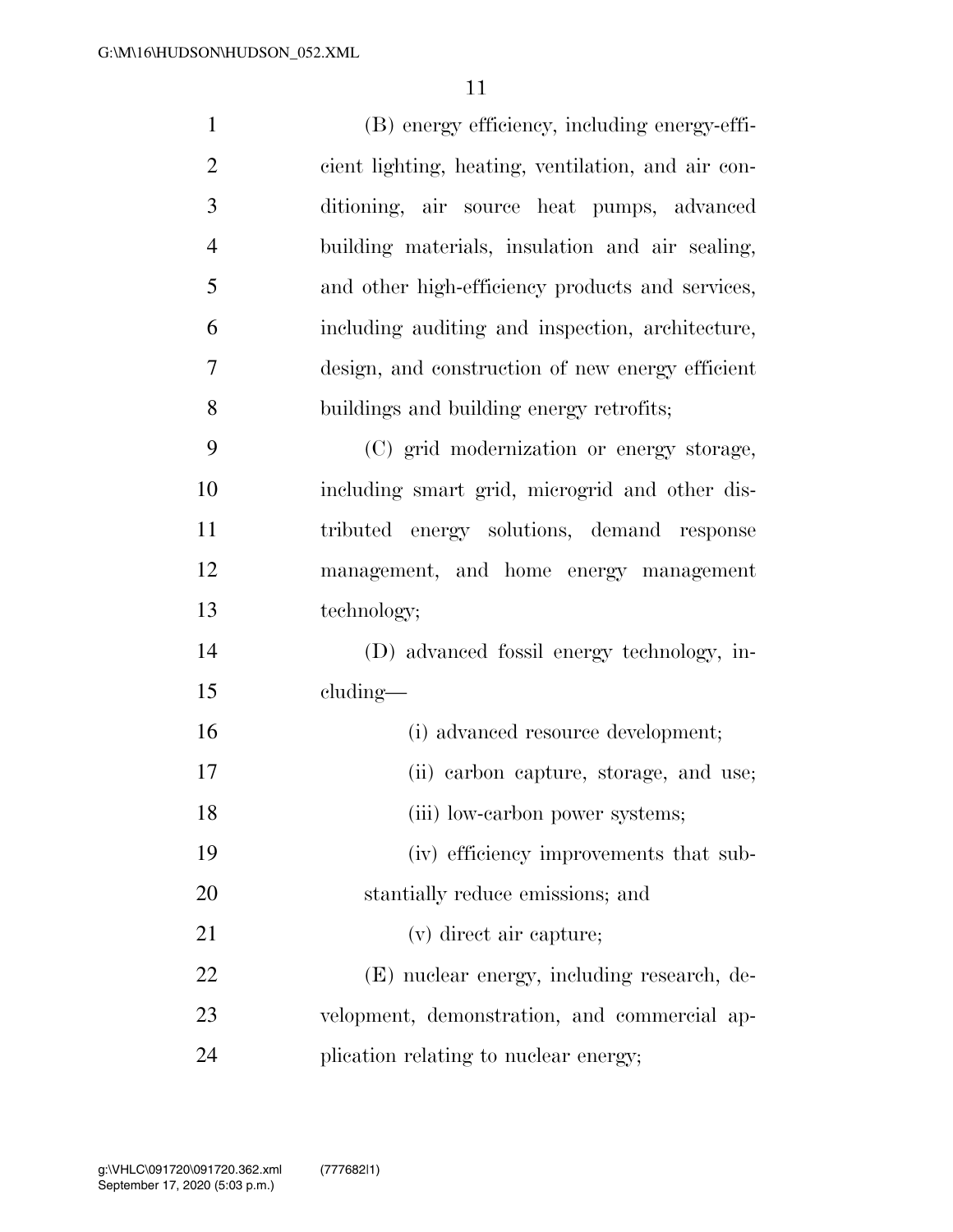(B) energy efficiency, including energy-efficient lighting, heating, ventilation, and air conditioning, air source heat pumps, advanced building materials, insulation and air sealing, and other high-efficiency products and services, including auditing and inspection, architecture, design, and construction of new energy efficient buildings and building energy retrofits;

(C) grid modernization or energy storage, including smart grid, microgrid and other distributed energy solutions, demand response management, and home energy management technology;

(D) advanced fossil energy technology, including—

(i) advanced resource development;

(ii) carbon capture, storage, and use;

(iii) low-carbon power systems;

(iv) efficiency improvements that substantially reduce emissions; and

(v) direct air capture;

(E) nuclear energy, including research, development, demonstration, and commercial application relating to nuclear energy;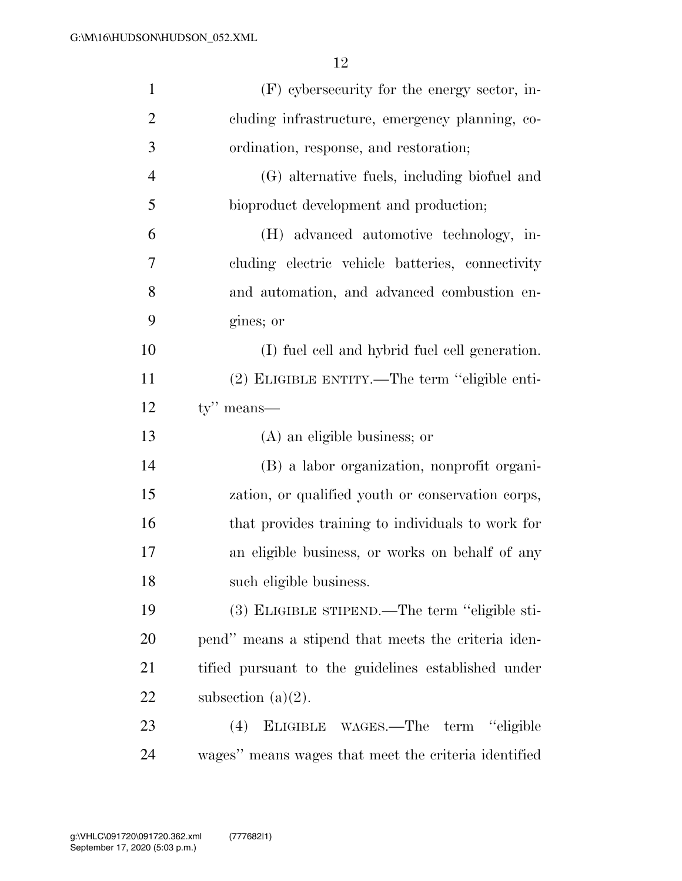(F) cybersecurity for the energy sector, including infrastructure, emergency planning, coordination, response, and restoration;

(G) alternative fuels, including biofuel and bioproduct development and production;

(H) advanced automotive technology, including electric vehicle batteries, connectivity and automation, and advanced combustion engines; or

(I) fuel cell and hybrid fuel cell generation.

(2) ELIGIBLE ENTITY.—The term "eligible entity" means—

(A) an eligible business; or

(B) a labor organization, nonprofit organization, or qualified youth or conservation corps, that provides training to individuals to work for an eligible business, or works on behalf of any such eligible business.

(3) ELIGIBLE STIPEND.—The term "eligible stipend" means a stipend that meets the criteria identified pursuant to the guidelines established under subsection (a)(2).

(4) ELIGIBLE WAGES.—The term "eligible wages" means wages that meet the criteria identified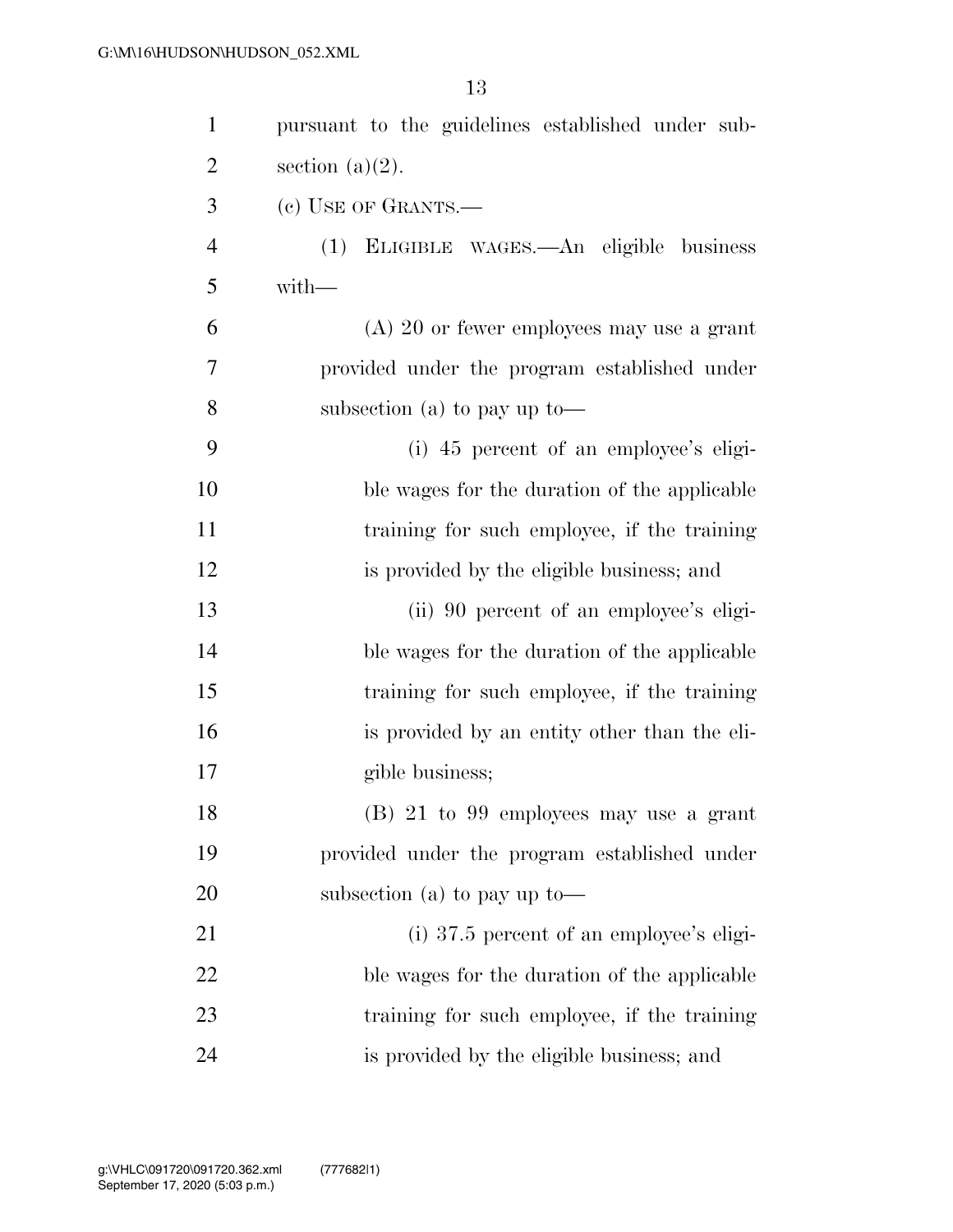pursuant to the guidelines established under subsection (a)(2).

(c) USE OF GRANTS.—

(1) ELIGIBLE WAGES.—An eligible business with—

(A) 20 or fewer employees may use a grant provided under the program established under subsection (a) to pay up to—

(i) 45 percent of an employee's eligible wages for the duration of the applicable training for such employee, if the training is provided by the eligible business; and

(ii) 90 percent of an employee's eligible wages for the duration of the applicable training for such employee, if the training is provided by an entity other than the eligible business;

(B) 21 to 99 employees may use a grant provided under the program established under subsection (a) to pay up to—

(i) 37.5 percent of an employee's eligible wages for the duration of the applicable training for such employee, if the training is provided by the eligible business; and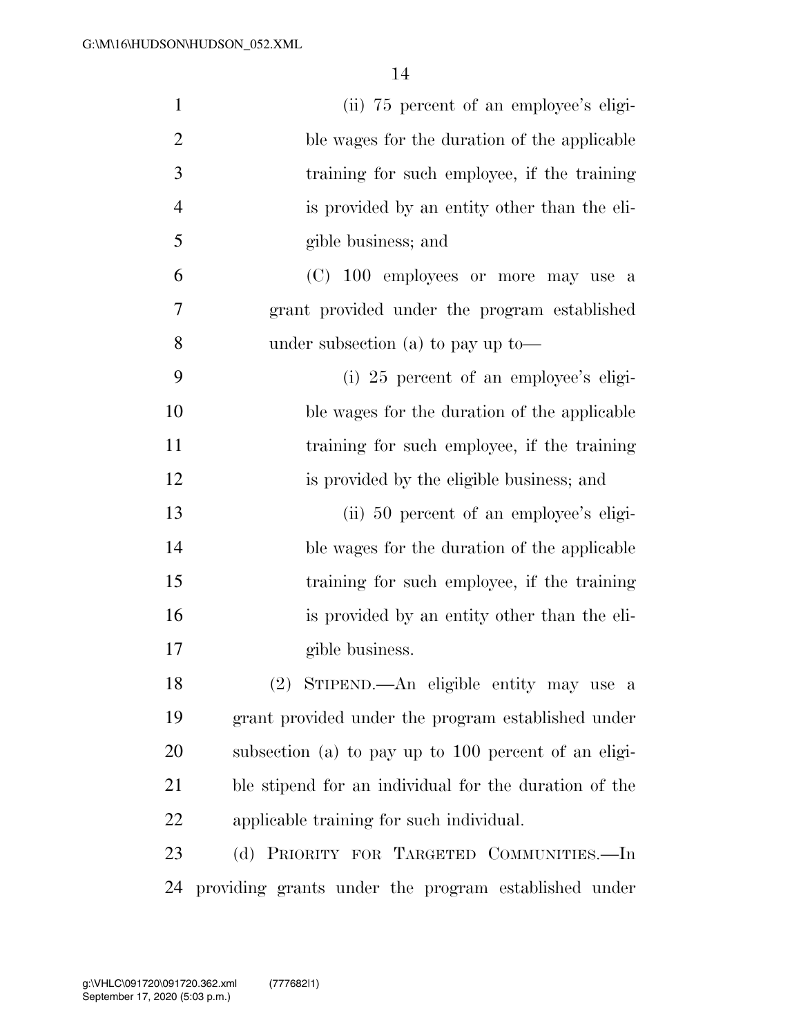(ii) 75 percent of an employee's eligible wages for the duration of the applicable training for such employee, if the training is provided by an entity other than the eligible business; and

(C) 100 employees or more may use a grant provided under the program established under subsection (a) to pay up to—

(i) 25 percent of an employee's eligible wages for the duration of the applicable training for such employee, if the training is provided by the eligible business; and

(ii) 50 percent of an employee's eligible wages for the duration of the applicable training for such employee, if the training is provided by an entity other than the eligible business.

(2) STIPEND.—An eligible entity may use a grant provided under the program established under subsection (a) to pay up to 100 percent of an eligible stipend for an individual for the duration of the applicable training for such individual.

(d) PRIORITY FOR TARGETED COMMUNITIES.—In providing grants under the program established under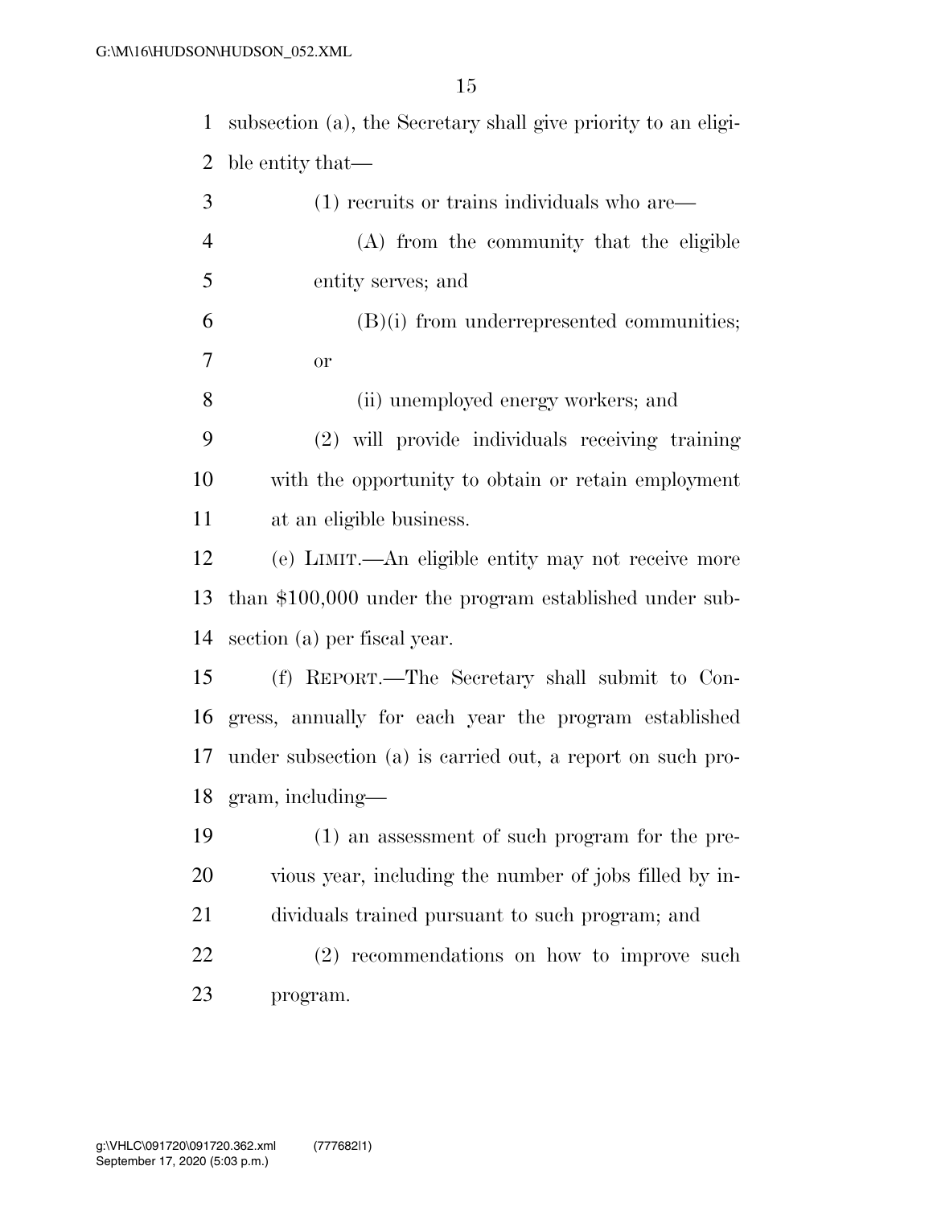subsection (a), the Secretary shall give priority to an eligible entity that—

(1) recruits or trains individuals who are—

(A) from the community that the eligible entity serves; and

(B)(i) from underrepresented communities; or

(ii) unemployed energy workers; and

(2) will provide individuals receiving training with the opportunity to obtain or retain employment at an eligible business.

(e) LIMIT.—An eligible entity may not receive more than $100,000 under the program established under subsection (a) per fiscal year.

(f) REPORT.—The Secretary shall submit to Congress, annually for each year the program established under subsection (a) is carried out, a report on such program, including—

(1) an assessment of such program for the previous year, including the number of jobs filled by individuals trained pursuant to such program; and

(2) recommendations on how to improve such program.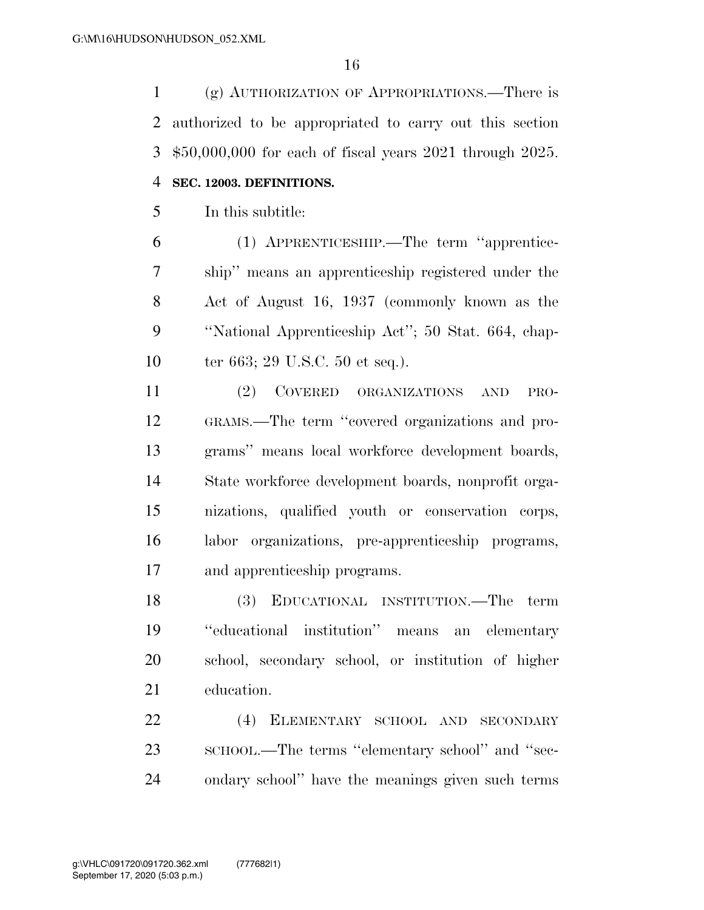(g) AUTHORIZATION OF APPROPRIATIONS.—There is authorized to be appropriated to carry out this section $50,000,000 for each of fiscal years 2021 through 2025.

**SEC. 12003. DEFINITIONS.**

In this subtitle:

(1) APPRENTICESHIP.—The term ''apprenticeship'' means an apprenticeship registered under the Act of August 16, 1937 (commonly known as the ''National Apprenticeship Act''; 50 Stat. 664, chapter 663; 29 U.S.C. 50 et seq.).

(2) COVERED ORGANIZATIONS AND PROGRAMS.—The term ''covered organizations and programs'' means local workforce development boards, State workforce development boards, nonprofit organizations, qualified youth or conservation corps, labor organizations, pre-apprenticeship programs, and apprenticeship programs.

(3) EDUCATIONAL INSTITUTION.—The term ''educational institution'' means an elementary school, secondary school, or institution of higher education.

(4) ELEMENTARY SCHOOL AND SECONDARY SCHOOL.—The terms ''elementary school'' and ''secondary school'' have the meanings given such terms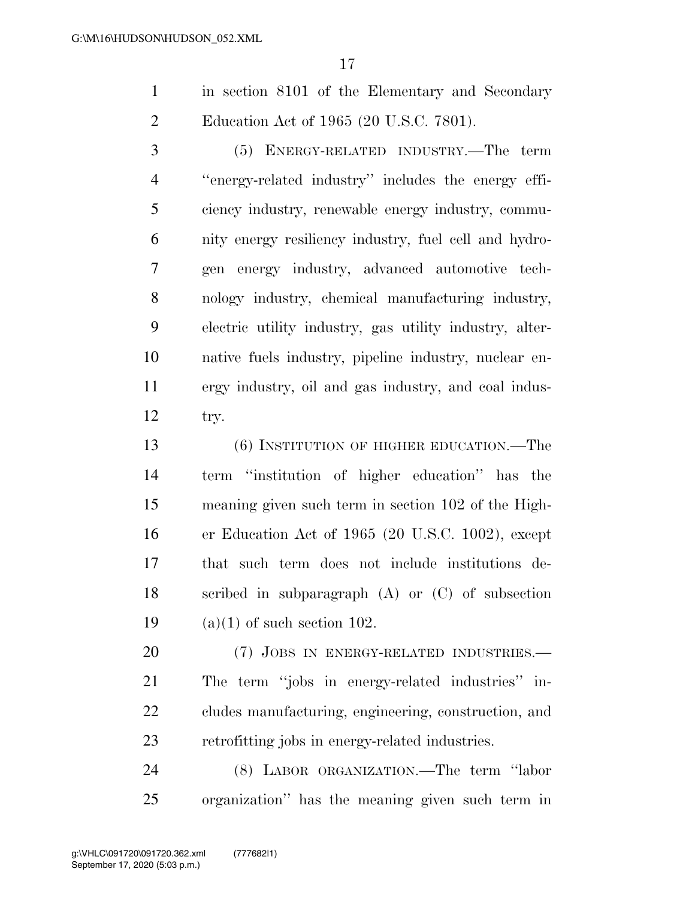in section 8101 of the Elementary and Secondary Education Act of 1965 (20 U.S.C. 7801).

(5) ENERGY-RELATED INDUSTRY.—The term ''energy-related industry'' includes the energy efficiency industry, renewable energy industry, community energy resiliency industry, fuel cell and hydrogen energy industry, advanced automotive technology industry, chemical manufacturing industry, electric utility industry, gas utility industry, alternative fuels industry, pipeline industry, nuclear energy industry, oil and gas industry, and coal industry.

(6) INSTITUTION OF HIGHER EDUCATION.—The term ''institution of higher education'' has the meaning given such term in section 102 of the Higher Education Act of 1965 (20 U.S.C. 1002), except that such term does not include institutions described in subparagraph (A) or (C) of subsection (a)(1) of such section 102.

(7) JOBS IN ENERGY-RELATED INDUSTRIES.—The term ''jobs in energy-related industries'' includes manufacturing, engineering, construction, and retrofitting jobs in energy-related industries.

(8) LABOR ORGANIZATION.—The term ''labor organization'' has the meaning given such term in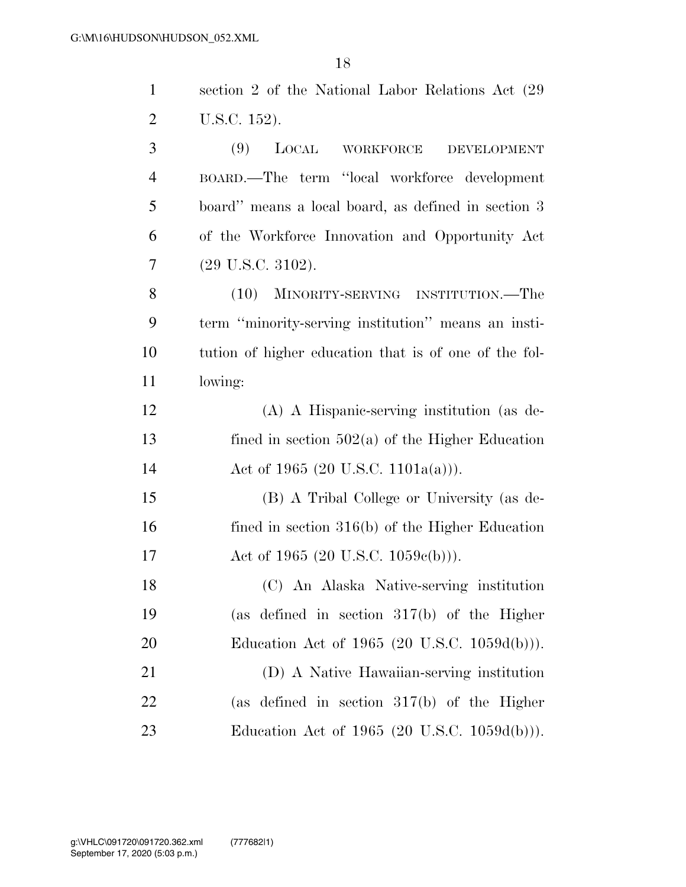section 2 of the National Labor Relations Act (29 U.S.C. 152).

(9) LOCAL WORKFORCE DEVELOPMENT BOARD.—The term "local workforce development board" means a local board, as defined in section 3 of the Workforce Innovation and Opportunity Act (29 U.S.C. 3102).

(10) MINORITY-SERVING INSTITUTION.—The term "minority-serving institution" means an institution of higher education that is of one of the following:

(A) A Hispanic-serving institution (as defined in section 502(a) of the Higher Education Act of 1965 (20 U.S.C. 1101a(a))).

(B) A Tribal College or University (as defined in section 316(b) of the Higher Education Act of 1965 (20 U.S.C. 1059c(b))).

(C) An Alaska Native-serving institution (as defined in section 317(b) of the Higher Education Act of 1965 (20 U.S.C. 1059d(b))).

(D) A Native Hawaiian-serving institution (as defined in section 317(b) of the Higher Education Act of 1965 (20 U.S.C. 1059d(b))).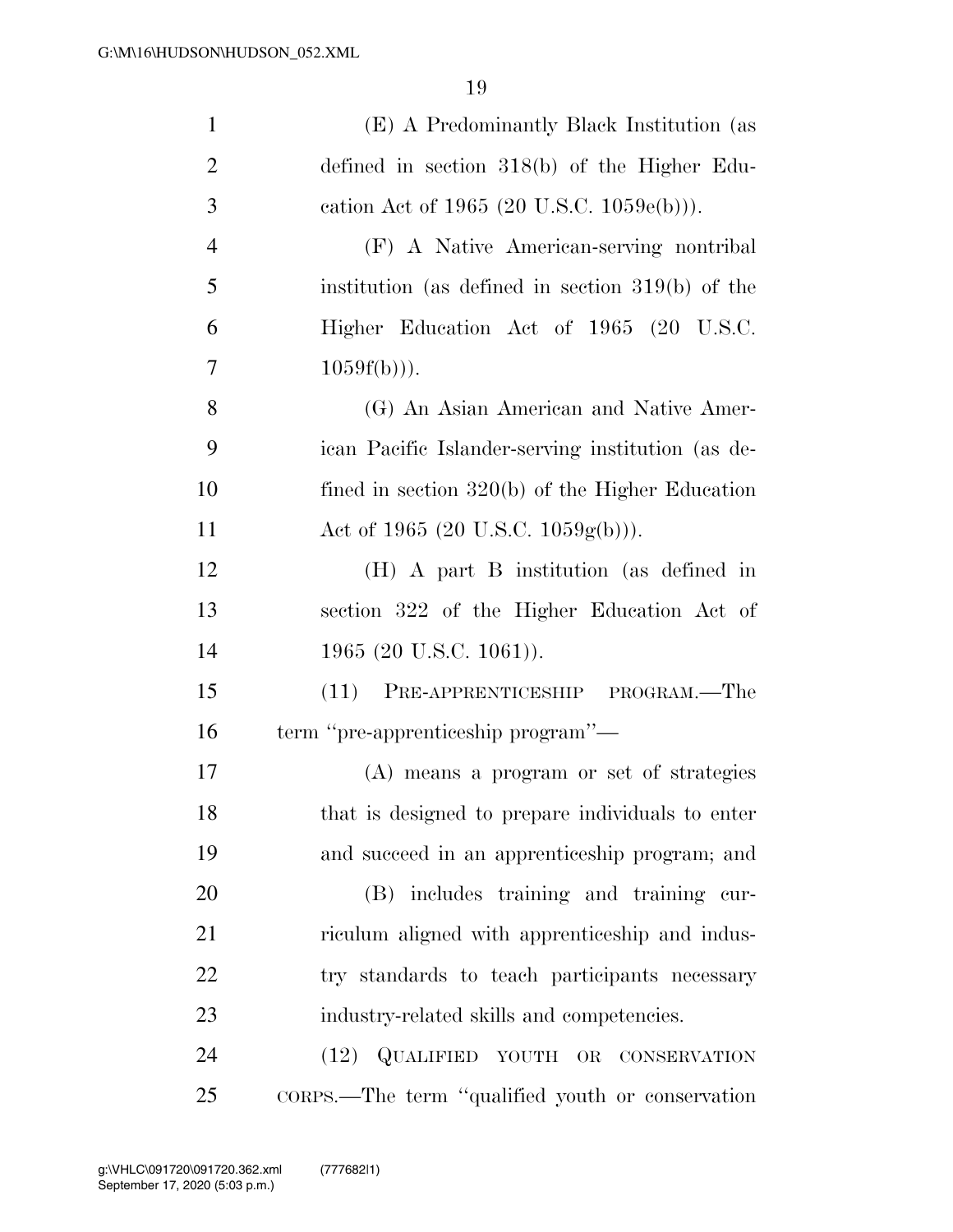(E) A Predominantly Black Institution (as defined in section 318(b) of the Higher Education Act of 1965 (20 U.S.C. 1059e(b))).

(F) A Native American-serving nontribal institution (as defined in section 319(b) of the Higher Education Act of 1965 (20 U.S.C. 1059f(b))).

(G) An Asian American and Native American Pacific Islander-serving institution (as defined in section 320(b) of the Higher Education Act of 1965 (20 U.S.C. 1059g(b))).

(H) A part B institution (as defined in section 322 of the Higher Education Act of 1965 (20 U.S.C. 1061)).

(11) PRE-APPRENTICESHIP PROGRAM.—The term "pre-apprenticeship program"—

(A) means a program or set of strategies that is designed to prepare individuals to enter and succeed in an apprenticeship program; and

(B) includes training and training curriculum aligned with apprenticeship and industry standards to teach participants necessary industry-related skills and competencies.

(12) QUALIFIED YOUTH OR CONSERVATION CORPS.—The term "qualified youth or conservation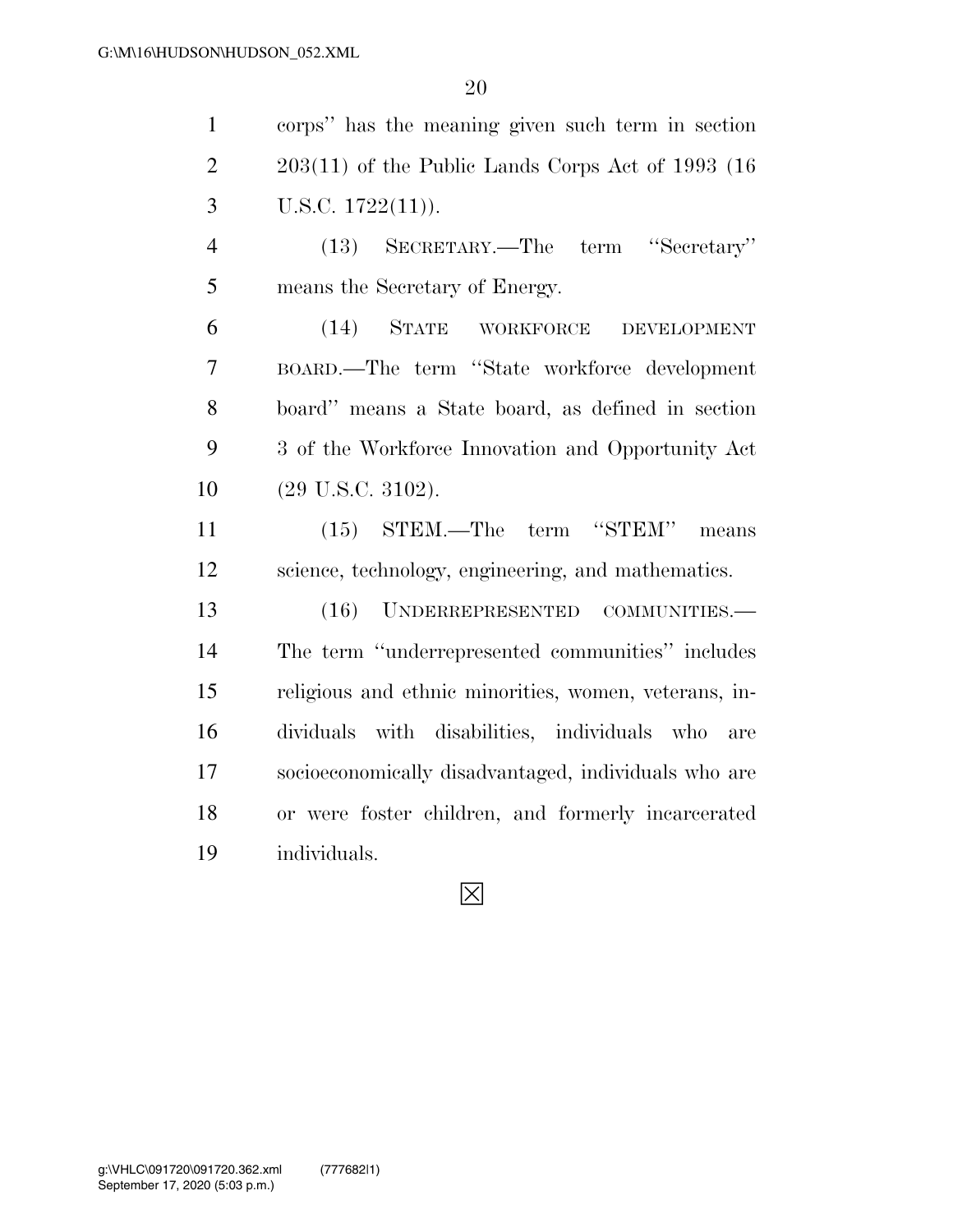corps'' has the meaning given such term in section 203(11) of the Public Lands Corps Act of 1993 (16 U.S.C. 1722(11)).

(13) SECRETARY.—The term ''Secretary'' means the Secretary of Energy.

(14) STATE WORKFORCE DEVELOPMENT BOARD.—The term ''State workforce development board'' means a State board, as defined in section 3 of the Workforce Innovation and Opportunity Act (29 U.S.C. 3102).

(15) STEM.—The term ''STEM'' means science, technology, engineering, and mathematics.

(16) UNDERREPRESENTED COMMUNITIES.—The term ''underrepresented communities'' includes religious and ethnic minorities, women, veterans, individuals with disabilities, individuals who are socioeconomically disadvantaged, individuals who are or were foster children, and formerly incarcerated individuals.

☒